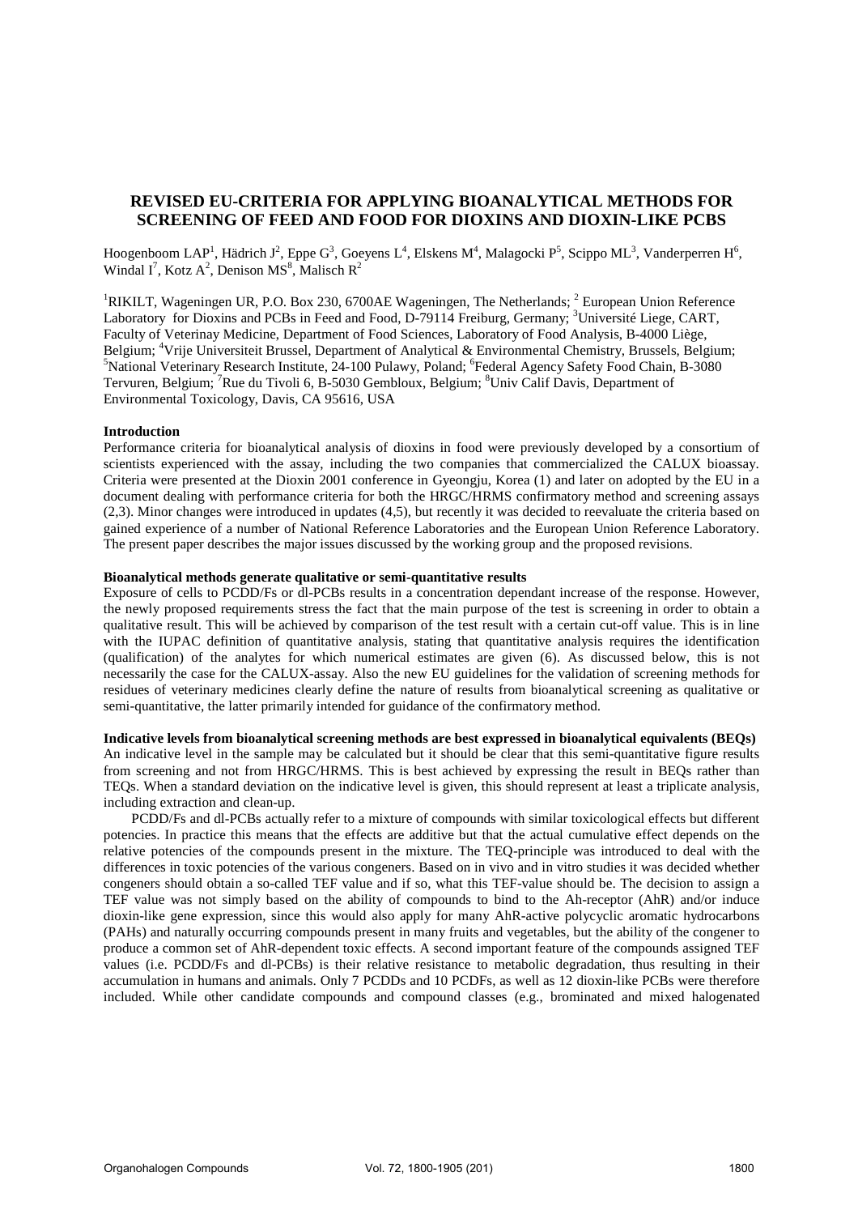# REVISED EU-CRITERIA FOR APPLYING BIOANALYTICAL METHODS FOR SCREENING OF FEED AND FOOD FOR DIOXINS AND DIOXIN-LIKE PCBS

Hoogenboom LAP[1], Hädrich J[2], Eppe G[3], Goeyens L[4], Elskens M[4], Malagocki P[5], Scippo ML[3], Vanderperren H[6], Windal I[7], Kotz A[2], Denison MS[8], Malisch R[2]

[1]RIKILT, Wageningen UR, P.O. Box 230, 6700AE Wageningen, The Netherlands; [2] European Union Reference Laboratory for Dioxins and PCBs in Feed and Food, D-79114 Freiburg, Germany; [3]Université Liege, CART, Faculty of Veterinay Medicine, Department of Food Sciences, Laboratory of Food Analysis, B-4000 Liège, Belgium; [4]Vrije Universiteit Brussel, Department of Analytical & Environmental Chemistry, Brussels, Belgium; [5]National Veterinary Research Institute, 24-100 Pulawy, Poland; [6]Federal Agency Safety Food Chain, B-3080 Tervuren, Belgium; [7]Rue du Tivoli 6, B-5030 Gembloux, Belgium; [8]Univ Calif Davis, Department of Environmental Toxicology, Davis, CA 95616, USA

## Introduction

Performance criteria for bioanalytical analysis of dioxins in food were previously developed by a consortium of scientists experienced with the assay, including the two companies that commercialized the CALUX bioassay. Criteria were presented at the Dioxin 2001 conference in Gyeongju, Korea (1) and later on adopted by the EU in a document dealing with performance criteria for both the HRGC/HRMS confirmatory method and screening assays (2,3). Minor changes were introduced in updates (4,5), but recently it was decided to reevaluate the criteria based on gained experience of a number of National Reference Laboratories and the European Union Reference Laboratory. The present paper describes the major issues discussed by the working group and the proposed revisions.

## Bioanalytical methods generate qualitative or semi-quantitative results

Exposure of cells to PCDD/Fs or dl-PCBs results in a concentration dependant increase of the response. However, the newly proposed requirements stress the fact that the main purpose of the test is screening in order to obtain a qualitative result. This will be achieved by comparison of the test result with a certain cut-off value. This is in line with the IUPAC definition of quantitative analysis, stating that quantitative analysis requires the identification (qualification) of the analytes for which numerical estimates are given (6). As discussed below, this is not necessarily the case for the CALUX-assay. Also the new EU guidelines for the validation of screening methods for residues of veterinary medicines clearly define the nature of results from bioanalytical screening as qualitative or semi-quantitative, the latter primarily intended for guidance of the confirmatory method.

## Indicative levels from bioanalytical screening methods are best expressed in bioanalytical equivalents (BEQs)

An indicative level in the sample may be calculated but it should be clear that this semi-quantitative figure results from screening and not from HRGC/HRMS. This is best achieved by expressing the result in BEQs rather than TEQs. When a standard deviation on the indicative level is given, this should represent at least a triplicate analysis, including extraction and clean-up.

PCDD/Fs and dl-PCBs actually refer to a mixture of compounds with similar toxicological effects but different potencies. In practice this means that the effects are additive but that the actual cumulative effect depends on the relative potencies of the compounds present in the mixture. The TEQ-principle was introduced to deal with the differences in toxic potencies of the various congeners. Based on in vivo and in vitro studies it was decided whether congeners should obtain a so-called TEF value and if so, what this TEF-value should be. The decision to assign a TEF value was not simply based on the ability of compounds to bind to the Ah-receptor (AhR) and/or induce dioxin-like gene expression, since this would also apply for many AhR-active polycyclic aromatic hydrocarbons (PAHs) and naturally occurring compounds present in many fruits and vegetables, but the ability of the congener to produce a common set of AhR-dependent toxic effects. A second important feature of the compounds assigned TEF values (i.e. PCDD/Fs and dl-PCBs) is their relative resistance to metabolic degradation, thus resulting in their accumulation in humans and animals. Only 7 PCDDs and 10 PCDFs, as well as 12 dioxin-like PCBs were therefore included. While other candidate compounds and compound classes (e.g., brominated and mixed halogenated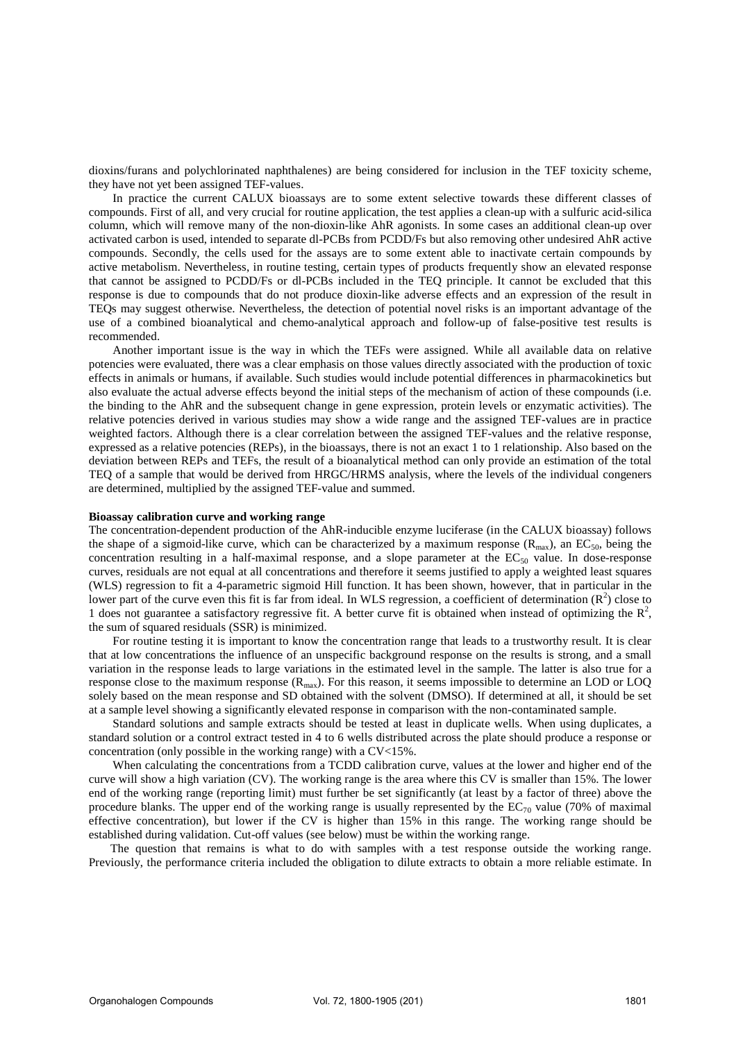dioxins/furans and polychlorinated naphthalenes) are being considered for inclusion in the TEF toxicity scheme, they have not yet been assigned TEF-values.

In practice the current CALUX bioassays are to some extent selective towards these different classes of compounds. First of all, and very crucial for routine application, the test applies a clean-up with a sulfuric acid-silica column, which will remove many of the non-dioxin-like AhR agonists. In some cases an additional clean-up over activated carbon is used, intended to separate dl-PCBs from PCDD/Fs but also removing other undesired AhR active compounds. Secondly, the cells used for the assays are to some extent able to inactivate certain compounds by active metabolism. Nevertheless, in routine testing, certain types of products frequently show an elevated response that cannot be assigned to PCDD/Fs or dl-PCBs included in the TEQ principle. It cannot be excluded that this response is due to compounds that do not produce dioxin-like adverse effects and an expression of the result in TEQs may suggest otherwise. Nevertheless, the detection of potential novel risks is an important advantage of the use of a combined bioanalytical and chemo-analytical approach and follow-up of false-positive test results is recommended.

Another important issue is the way in which the TEFs were assigned. While all available data on relative potencies were evaluated, there was a clear emphasis on those values directly associated with the production of toxic effects in animals or humans, if available. Such studies would include potential differences in pharmacokinetics but also evaluate the actual adverse effects beyond the initial steps of the mechanism of action of these compounds (i.e. the binding to the AhR and the subsequent change in gene expression, protein levels or enzymatic activities). The relative potencies derived in various studies may show a wide range and the assigned TEF-values are in practice weighted factors. Although there is a clear correlation between the assigned TEF-values and the relative response, expressed as a relative potencies (REPs), in the bioassays, there is not an exact 1 to 1 relationship. Also based on the deviation between REPs and TEFs, the result of a bioanalytical method can only provide an estimation of the total TEQ of a sample that would be derived from HRGC/HRMS analysis, where the levels of the individual congeners are determined, multiplied by the assigned TEF-value and summed.

**Bioassay calibration curve and working range**

The concentration-dependent production of the AhR-inducible enzyme luciferase (in the CALUX bioassay) follows the shape of a sigmoid-like curve, which can be characterized by a maximum response ($R_{max}$), an $EC_{50}$, being the concentration resulting in a half-maximal response, and a slope parameter at the $EC_{50}$ value. In dose-response curves, residuals are not equal at all concentrations and therefore it seems justified to apply a weighted least squares (WLS) regression to fit a 4-parametric sigmoid Hill function. It has been shown, however, that in particular in the lower part of the curve even this fit is far from ideal. In WLS regression, a coefficient of determination ($R^2$) close to 1 does not guarantee a satisfactory regressive fit. A better curve fit is obtained when instead of optimizing the $R^2$, the sum of squared residuals (SSR) is minimized.

For routine testing it is important to know the concentration range that leads to a trustworthy result. It is clear that at low concentrations the influence of an unspecific background response on the results is strong, and a small variation in the response leads to large variations in the estimated level in the sample. The latter is also true for a response close to the maximum response ($R_{max}$). For this reason, it seems impossible to determine an LOD or LOQ solely based on the mean response and SD obtained with the solvent (DMSO). If determined at all, it should be set at a sample level showing a significantly elevated response in comparison with the non-contaminated sample.

Standard solutions and sample extracts should be tested at least in duplicate wells. When using duplicates, a standard solution or a control extract tested in 4 to 6 wells distributed across the plate should produce a response or concentration (only possible in the working range) with a CV<15%.

When calculating the concentrations from a TCDD calibration curve, values at the lower and higher end of the curve will show a high variation (CV). The working range is the area where this CV is smaller than 15%. The lower end of the working range (reporting limit) must further be set significantly (at least by a factor of three) above the procedure blanks. The upper end of the working range is usually represented by the $EC_{70}$ value (70% of maximal effective concentration), but lower if the CV is higher than 15% in this range. The working range should be established during validation. Cut-off values (see below) must be within the working range.

The question that remains is what to do with samples with a test response outside the working range. Previously, the performance criteria included the obligation to dilute extracts to obtain a more reliable estimate. In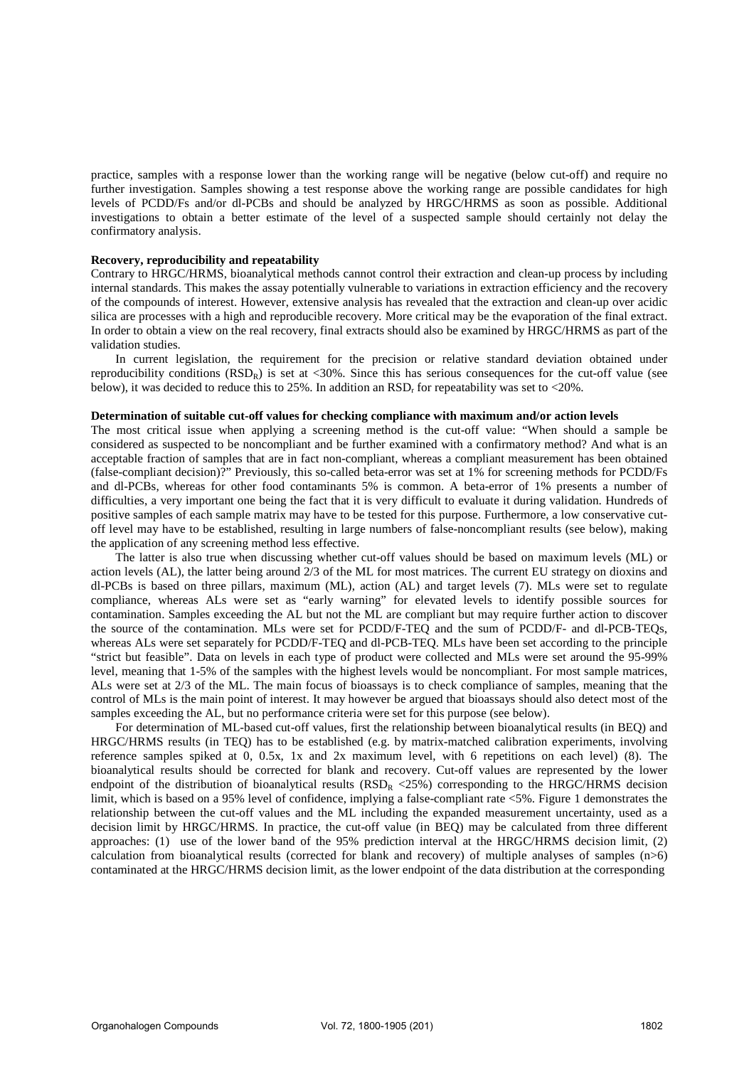practice, samples with a response lower than the working range will be negative (below cut-off) and require no further investigation. Samples showing a test response above the working range are possible candidates for high levels of PCDD/Fs and/or dl-PCBs and should be analyzed by HRGC/HRMS as soon as possible. Additional investigations to obtain a better estimate of the level of a suspected sample should certainly not delay the confirmatory analysis.

**Recovery, reproducibility and repeatability**

Contrary to HRGC/HRMS, bioanalytical methods cannot control their extraction and clean-up process by including internal standards. This makes the assay potentially vulnerable to variations in extraction efficiency and the recovery of the compounds of interest. However, extensive analysis has revealed that the extraction and clean-up over acidic silica are processes with a high and reproducible recovery. More critical may be the evaporation of the final extract. In order to obtain a view on the real recovery, final extracts should also be examined by HRGC/HRMS as part of the validation studies.

In current legislation, the requirement for the precision or relative standard deviation obtained under reproducibility conditions ($RSD_R$) is set at <30%. Since this has serious consequences for the cut-off value (see below), it was decided to reduce this to 25%. In addition an $RSD_r$ for repeatability was set to <20%.

**Determination of suitable cut-off values for checking compliance with maximum and/or action levels**

The most critical issue when applying a screening method is the cut-off value: "When should a sample be considered as suspected to be noncompliant and be further examined with a confirmatory method? And what is an acceptable fraction of samples that are in fact non-compliant, whereas a compliant measurement has been obtained (false-compliant decision)?" Previously, this so-called beta-error was set at 1% for screening methods for PCDD/Fs and dl-PCBs, whereas for other food contaminants 5% is common. A beta-error of 1% presents a number of difficulties, a very important one being the fact that it is very difficult to evaluate it during validation. Hundreds of positive samples of each sample matrix may have to be tested for this purpose. Furthermore, a low conservative cut-off level may have to be established, resulting in large numbers of false-noncompliant results (see below), making the application of any screening method less effective.

The latter is also true when discussing whether cut-off values should be based on maximum levels (ML) or action levels (AL), the latter being around 2/3 of the ML for most matrices. The current EU strategy on dioxins and dl-PCBs is based on three pillars, maximum (ML), action (AL) and target levels (7). MLs were set to regulate compliance, whereas ALs were set as "early warning" for elevated levels to identify possible sources for contamination. Samples exceeding the AL but not the ML are compliant but may require further action to discover the source of the contamination. MLs were set for PCDD/F-TEQ and the sum of PCDD/F- and dl-PCB-TEQs, whereas ALs were set separately for PCDD/F-TEQ and dl-PCB-TEQ. MLs have been set according to the principle "strict but feasible". Data on levels in each type of product were collected and MLs were set around the 95-99% level, meaning that 1-5% of the samples with the highest levels would be noncompliant. For most sample matrices, ALs were set at 2/3 of the ML. The main focus of bioassays is to check compliance of samples, meaning that the control of MLs is the main point of interest. It may however be argued that bioassays should also detect most of the samples exceeding the AL, but no performance criteria were set for this purpose (see below).

For determination of ML-based cut-off values, first the relationship between bioanalytical results (in BEQ) and HRGC/HRMS results (in TEQ) has to be established (e.g. by matrix-matched calibration experiments, involving reference samples spiked at 0, 0.5x, 1x and 2x maximum level, with 6 repetitions on each level) (8). The bioanalytical results should be corrected for blank and recovery. Cut-off values are represented by the lower endpoint of the distribution of bioanalytical results ($RSD_R$ <25%) corresponding to the HRGC/HRMS decision limit, which is based on a 95% level of confidence, implying a false-compliant rate <5%. Figure 1 demonstrates the relationship between the cut-off values and the ML including the expanded measurement uncertainty, used as a decision limit by HRGC/HRMS. In practice, the cut-off value (in BEQ) may be calculated from three different approaches: (1) use of the lower band of the 95% prediction interval at the HRGC/HRMS decision limit, (2) calculation from bioanalytical results (corrected for blank and recovery) of multiple analyses of samples (n>6) contaminated at the HRGC/HRMS decision limit, as the lower endpoint of the data distribution at the corresponding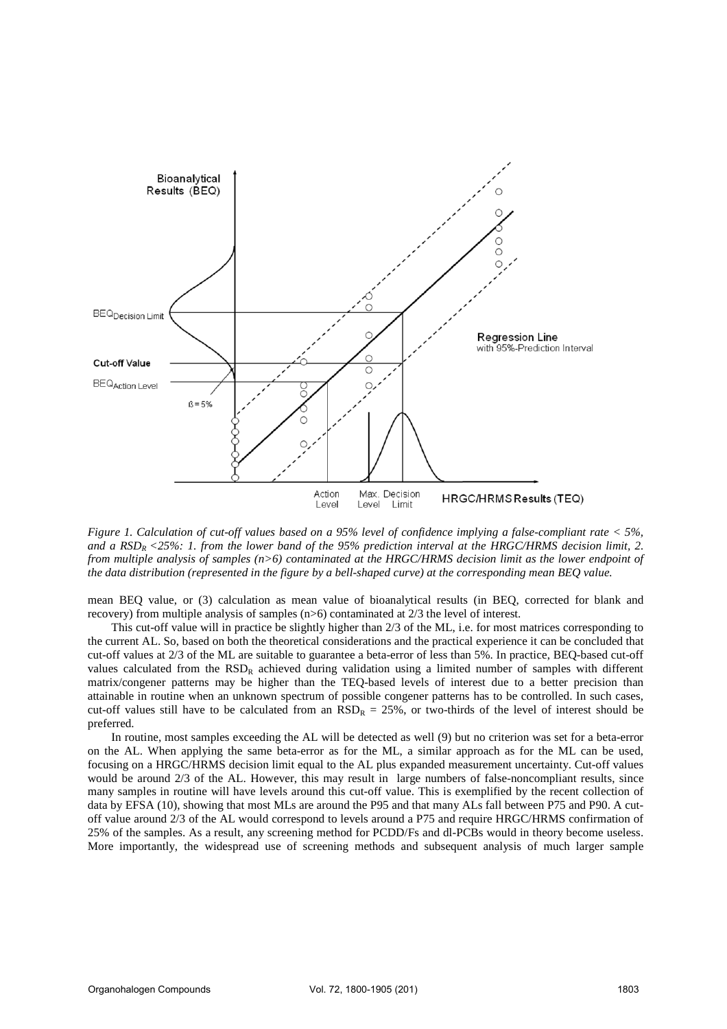*Figure 1. Calculation of cut-off values based on a 95% level of confidence implying a false-compliant rate < 5%, and a $RSD_R$ <25%: 1. from the lower band of the 95% prediction interval at the HRGC/HRMS decision limit, 2. from multiple analysis of samples (n>6) contaminated at the HRGC/HRMS decision limit as the lower endpoint of the data distribution (represented in the figure by a bell-shaped curve) at the corresponding mean BEQ value.*

mean BEQ value, or (3) calculation as mean value of bioanalytical results (in BEQ, corrected for blank and recovery) from multiple analysis of samples (n>6) contaminated at 2/3 the level of interest.

This cut-off value will in practice be slightly higher than 2/3 of the ML, i.e. for most matrices corresponding to the current AL. So, based on both the theoretical considerations and the practical experience it can be concluded that cut-off values at 2/3 of the ML are suitable to guarantee a beta-error of less than 5%. In practice, BEQ-based cut-off values calculated from the $RSD_R$ achieved during validation using a limited number of samples with different matrix/congener patterns may be higher than the TEQ-based levels of interest due to a better precision than attainable in routine when an unknown spectrum of possible congener patterns has to be controlled. In such cases, cut-off values still have to be calculated from an $RSD_R$ = 25%, or two-thirds of the level of interest should be preferred.

In routine, most samples exceeding the AL will be detected as well (9) but no criterion was set for a beta-error on the AL. When applying the same beta-error as for the ML, a similar approach as for the ML can be used, focusing on a HRGC/HRMS decision limit equal to the AL plus expanded measurement uncertainty. Cut-off values would be around 2/3 of the AL. However, this may result in large numbers of false-noncompliant results, since many samples in routine will have levels around this cut-off value. This is exemplified by the recent collection of data by EFSA (10), showing that most MLs are around the P95 and that many ALs fall between P75 and P90. A cut-off value around 2/3 of the AL would correspond to levels around a P75 and require HRGC/HRMS confirmation of 25% of the samples. As a result, any screening method for PCDD/Fs and dl-PCBs would in theory become useless. More importantly, the widespread use of screening methods and subsequent analysis of much larger sample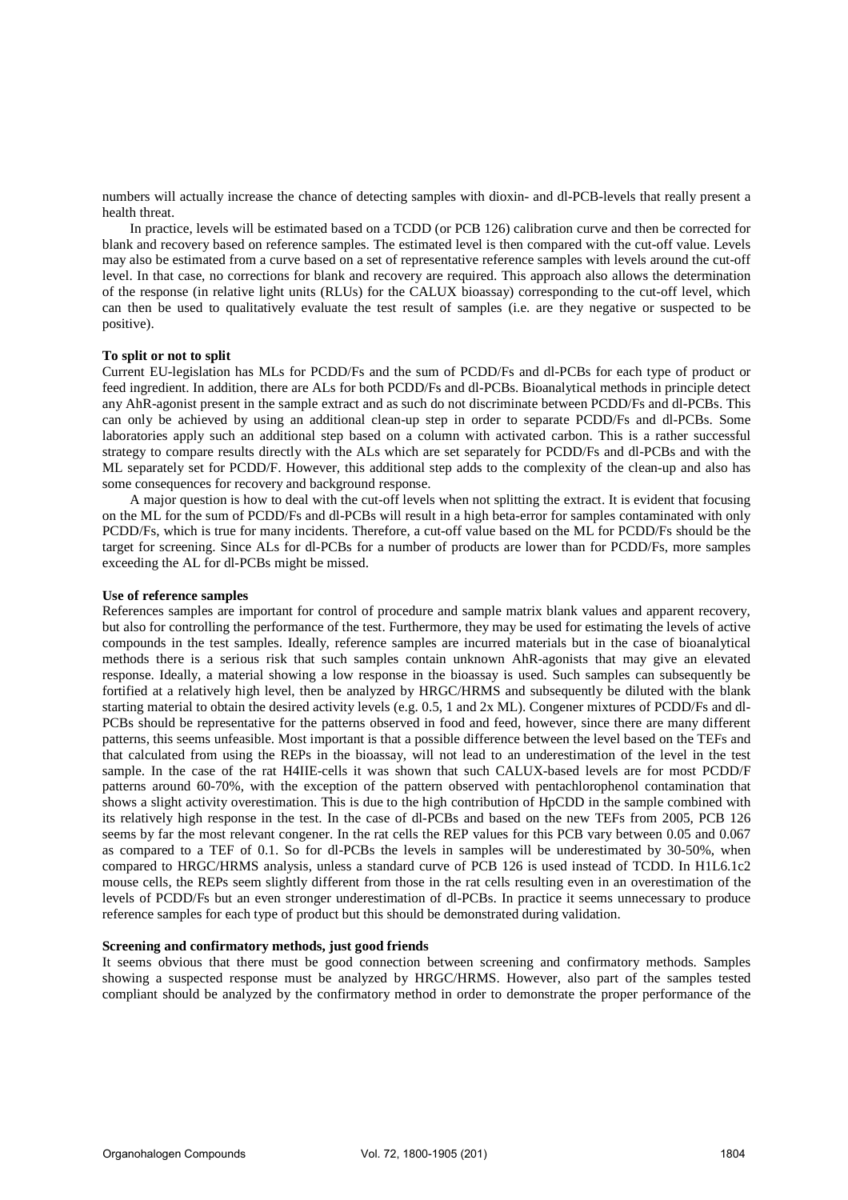numbers will actually increase the chance of detecting samples with dioxin- and dl-PCB-levels that really present a health threat.

In practice, levels will be estimated based on a TCDD (or PCB 126) calibration curve and then be corrected for blank and recovery based on reference samples. The estimated level is then compared with the cut-off value. Levels may also be estimated from a curve based on a set of representative reference samples with levels around the cut-off level. In that case, no corrections for blank and recovery are required. This approach also allows the determination of the response (in relative light units (RLUs) for the CALUX bioassay) corresponding to the cut-off level, which can then be used to qualitatively evaluate the test result of samples (i.e. are they negative or suspected to be positive).

**To split or not to split**

Current EU-legislation has MLs for PCDD/Fs and the sum of PCDD/Fs and dl-PCBs for each type of product or feed ingredient. In addition, there are ALs for both PCDD/Fs and dl-PCBs. Bioanalytical methods in principle detect any AhR-agonist present in the sample extract and as such do not discriminate between PCDD/Fs and dl-PCBs. This can only be achieved by using an additional clean-up step in order to separate PCDD/Fs and dl-PCBs. Some laboratories apply such an additional step based on a column with activated carbon. This is a rather successful strategy to compare results directly with the ALs which are set separately for PCDD/Fs and dl-PCBs and with the ML separately set for PCDD/F. However, this additional step adds to the complexity of the clean-up and also has some consequences for recovery and background response.

A major question is how to deal with the cut-off levels when not splitting the extract. It is evident that focusing on the ML for the sum of PCDD/Fs and dl-PCBs will result in a high beta-error for samples contaminated with only PCDD/Fs, which is true for many incidents. Therefore, a cut-off value based on the ML for PCDD/Fs should be the target for screening. Since ALs for dl-PCBs for a number of products are lower than for PCDD/Fs, more samples exceeding the AL for dl-PCBs might be missed.

**Use of reference samples**

References samples are important for control of procedure and sample matrix blank values and apparent recovery, but also for controlling the performance of the test. Furthermore, they may be used for estimating the levels of active compounds in the test samples. Ideally, reference samples are incurred materials but in the case of bioanalytical methods there is a serious risk that such samples contain unknown AhR-agonists that may give an elevated response. Ideally, a material showing a low response in the bioassay is used. Such samples can subsequently be fortified at a relatively high level, then be analyzed by HRGC/HRMS and subsequently be diluted with the blank starting material to obtain the desired activity levels (e.g. 0.5, 1 and 2x ML). Congener mixtures of PCDD/Fs and dl-PCBs should be representative for the patterns observed in food and feed, however, since there are many different patterns, this seems unfeasible. Most important is that a possible difference between the level based on the TEFs and that calculated from using the REPs in the bioassay, will not lead to an underestimation of the level in the test sample. In the case of the rat H4IIE-cells it was shown that such CALUX-based levels are for most PCDD/F patterns around 60-70%, with the exception of the pattern observed with pentachlorophenol contamination that shows a slight activity overestimation. This is due to the high contribution of HpCDD in the sample combined with its relatively high response in the test. In the case of dl-PCBs and based on the new TEFs from 2005, PCB 126 seems by far the most relevant congener. In the rat cells the REP values for this PCB vary between 0.05 and 0.067 as compared to a TEF of 0.1. So for dl-PCBs the levels in samples will be underestimated by 30-50%, when compared to HRGC/HRMS analysis, unless a standard curve of PCB 126 is used instead of TCDD. In H1L6.1c2 mouse cells, the REPs seem slightly different from those in the rat cells resulting even in an overestimation of the levels of PCDD/Fs but an even stronger underestimation of dl-PCBs. In practice it seems unnecessary to produce reference samples for each type of product but this should be demonstrated during validation.

**Screening and confirmatory methods, just good friends**

It seems obvious that there must be good connection between screening and confirmatory methods. Samples showing a suspected response must be analyzed by HRGC/HRMS. However, also part of the samples tested compliant should be analyzed by the confirmatory method in order to demonstrate the proper performance of the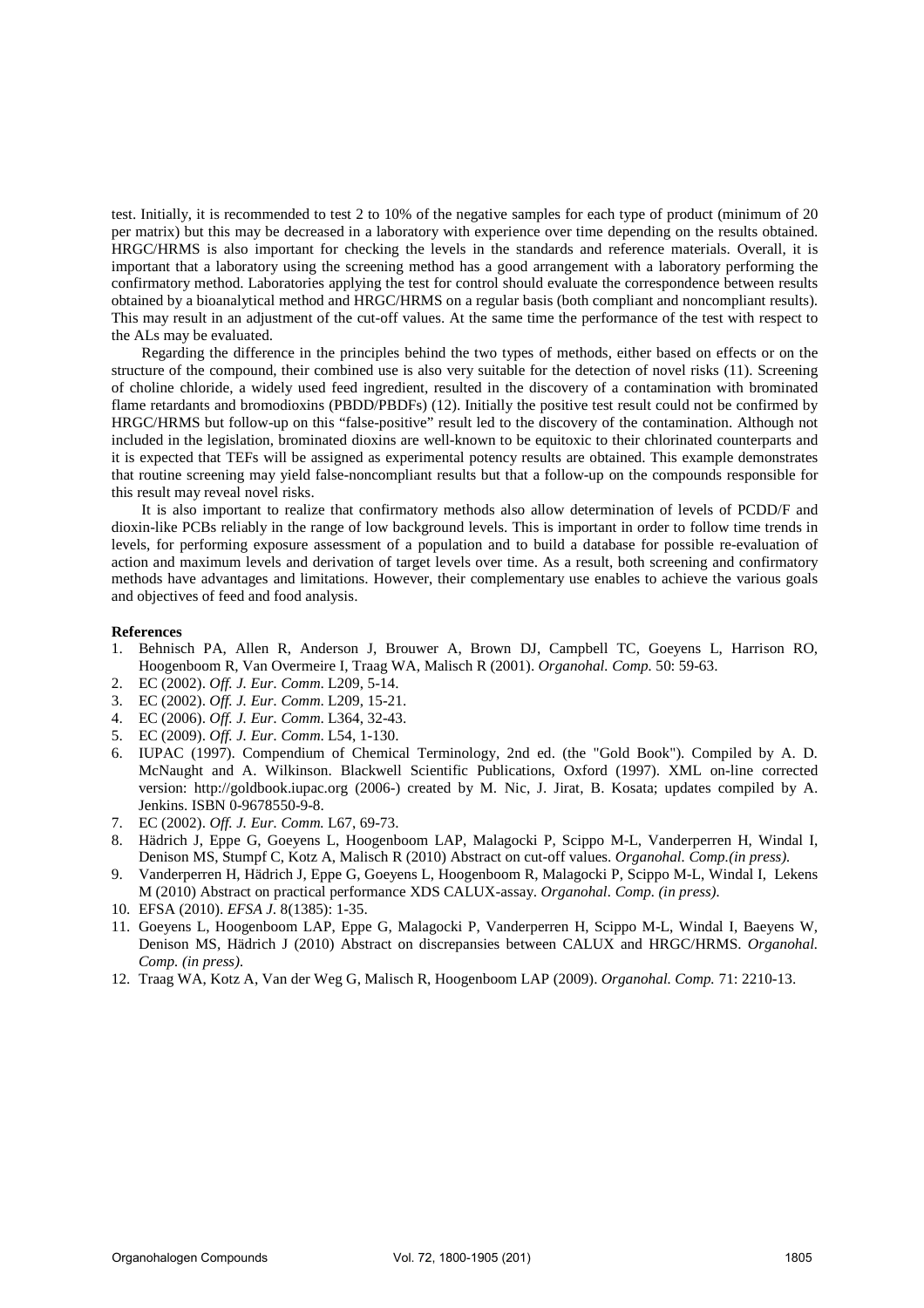test. Initially, it is recommended to test 2 to 10% of the negative samples for each type of product (minimum of 20 per matrix) but this may be decreased in a laboratory with experience over time depending on the results obtained. HRGC/HRMS is also important for checking the levels in the standards and reference materials. Overall, it is important that a laboratory using the screening method has a good arrangement with a laboratory performing the confirmatory method. Laboratories applying the test for control should evaluate the correspondence between results obtained by a bioanalytical method and HRGC/HRMS on a regular basis (both compliant and noncompliant results). This may result in an adjustment of the cut-off values. At the same time the performance of the test with respect to the ALs may be evaluated.

Regarding the difference in the principles behind the two types of methods, either based on effects or on the structure of the compound, their combined use is also very suitable for the detection of novel risks (11). Screening of choline chloride, a widely used feed ingredient, resulted in the discovery of a contamination with brominated flame retardants and bromodioxins (PBDD/PBDFs) (12). Initially the positive test result could not be confirmed by HRGC/HRMS but follow-up on this "false-positive" result led to the discovery of the contamination. Although not included in the legislation, brominated dioxins are well-known to be equitoxic to their chlorinated counterparts and it is expected that TEFs will be assigned as experimental potency results are obtained. This example demonstrates that routine screening may yield false-noncompliant results but that a follow-up on the compounds responsible for this result may reveal novel risks.

It is also important to realize that confirmatory methods also allow determination of levels of PCDD/F and dioxin-like PCBs reliably in the range of low background levels. This is important in order to follow time trends in levels, for performing exposure assessment of a population and to build a database for possible re-evaluation of action and maximum levels and derivation of target levels over time. As a result, both screening and confirmatory methods have advantages and limitations. However, their complementary use enables to achieve the various goals and objectives of feed and food analysis.

**References**

1. Behnisch PA, Allen R, Anderson J, Brouwer A, Brown DJ, Campbell TC, Goeyens L, Harrison RO, Hoogenboom R, Van Overmeire I, Traag WA, Malisch R (2001). *Organohal. Comp.* 50: 59-63.
2. EC (2002). *Off. J. Eur. Comm.* L209, 5-14.
3. EC (2002). *Off. J. Eur. Comm.* L209, 15-21.
4. EC (2006). *Off. J. Eur. Comm.* L364, 32-43.
5. EC (2009). *Off. J. Eur. Comm.* L54, 1-130.
6. IUPAC (1997). Compendium of Chemical Terminology, 2nd ed. (the "Gold Book"). Compiled by A. D. McNaught and A. Wilkinson. Blackwell Scientific Publications, Oxford (1997). XML on-line corrected version: http://goldbook.iupac.org (2006-) created by M. Nic, J. Jirat, B. Kosata; updates compiled by A. Jenkins. ISBN 0-9678550-9-8.
7. EC (2002). *Off. J. Eur. Comm.* L67, 69-73.
8. Hädrich J, Eppe G, Goeyens L, Hoogenboom LAP, Malagocki P, Scippo M-L, Vanderperren H, Windal I, Denison MS, Stumpf C, Kotz A, Malisch R (2010) Abstract on cut-off values. *Organohal. Comp.(in press).*
9. Vanderperren H, Hädrich J, Eppe G, Goeyens L, Hoogenboom R, Malagocki P, Scippo M-L, Windal I, Lekens M (2010) Abstract on practical performance XDS CALUX-assay. *Organohal. Comp. (in press).*
10. EFSA (2010). *EFSA J.* 8(1385): 1-35.
11. Goeyens L, Hoogenboom LAP, Eppe G, Malagocki P, Vanderperren H, Scippo M-L, Windal I, Baeyens W, Denison MS, Hädrich J (2010) Abstract on discrepansies between CALUX and HRGC/HRMS. *Organohal. Comp. (in press).*
12. Traag WA, Kotz A, Van der Weg G, Malisch R, Hoogenboom LAP (2009). *Organohal. Comp.* 71: 2210-13.